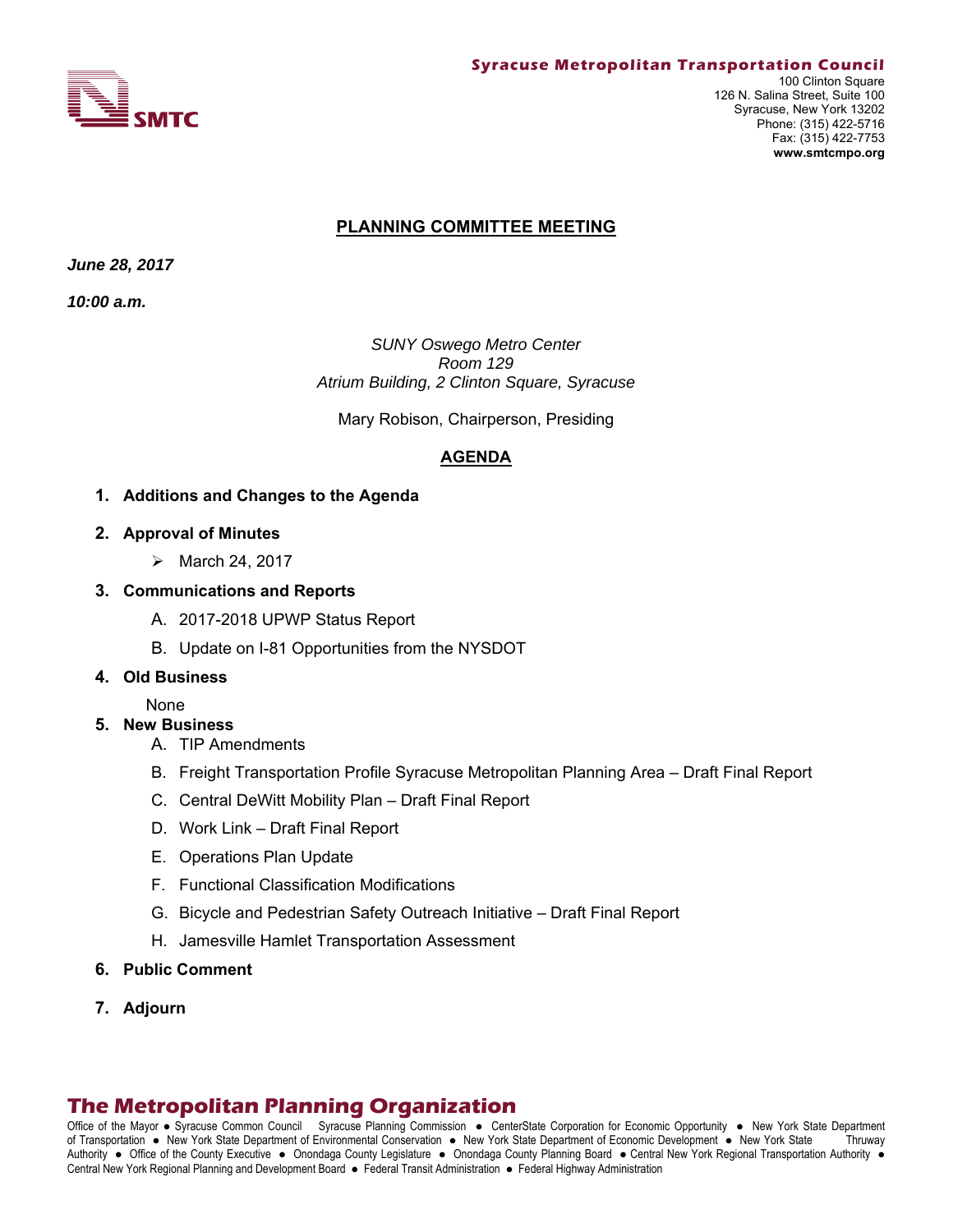**Syracuse Metropolitan Transportation Council**

SMTC

100 Clinton Square
126 N. Salina Street, Suite 100
Syracuse, New York 13202
Phone: (315) 422-5716
Fax: (315) 422-7753
**www.smtcmpo.org**

# PLANNING COMMITTEE MEETING

***June 28, 2017***

***10:00 a.m.***

*SUNY Oswego Metro Center*
*Room 129*
*Atrium Building, 2 Clinton Square, Syracuse*

Mary Robison, Chairperson, Presiding

## AGENDA

1. **Additions and Changes to the Agenda**

2. **Approval of Minutes**
   - March 24, 2017

3. **Communications and Reports**
   - A. 2017-2018 UPWP Status Report
   - B. Update on I-81 Opportunities from the NYSDOT

4. **Old Business**

   None

5. **New Business**
   - A. TIP Amendments
   - B. Freight Transportation Profile Syracuse Metropolitan Planning Area – Draft Final Report
   - C. Central DeWitt Mobility Plan – Draft Final Report
   - D. Work Link – Draft Final Report
   - E. Operations Plan Update
   - F. Functional Classification Modifications
   - G. Bicycle and Pedestrian Safety Outreach Initiative – Draft Final Report
   - H. Jamesville Hamlet Transportation Assessment

6. **Public Comment**

7. **Adjourn**

**The Metropolitan Planning Organization**

Office of the Mayor ● Syracuse Common Council Syracuse Planning Commission ● CenterState Corporation for Economic Opportunity ● New York State Department of Transportation ● New York State Department of Environmental Conservation ● New York State Department of Economic Development ● New York State Thruway Authority ● Office of the County Executive ● Onondaga County Legislature ● Onondaga County Planning Board ● Central New York Regional Transportation Authority ● Central New York Regional Planning and Development Board ● Federal Transit Administration ● Federal Highway Administration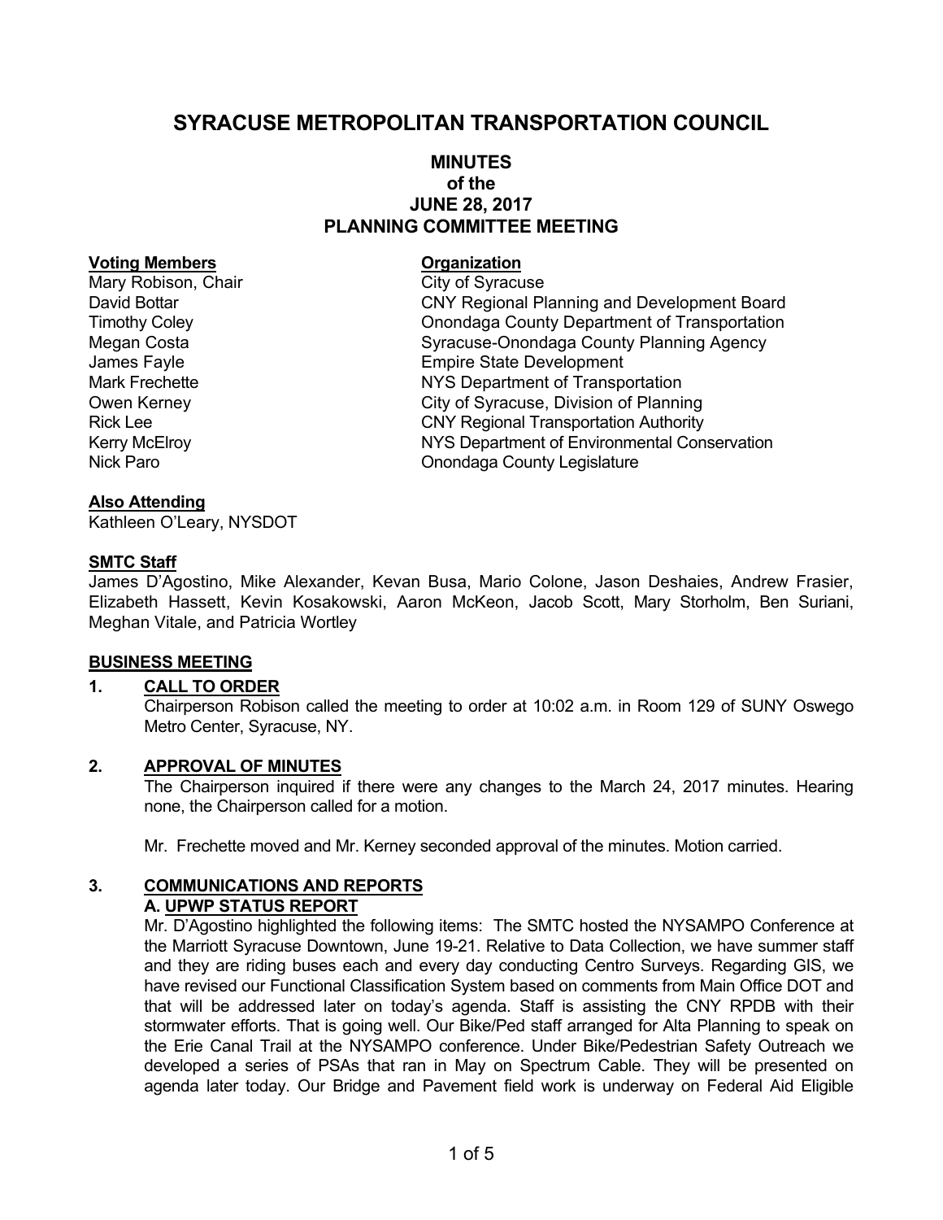# SYRACUSE METROPOLITAN TRANSPORTATION COUNCIL

## MINUTES
## of the
## JUNE 28, 2017
## PLANNING COMMITTEE MEETING

| **Voting Members** | **Organization** |
|---|---|
| Mary Robison, Chair | City of Syracuse |
| David Bottar | CNY Regional Planning and Development Board |
| Timothy Coley | Onondaga County Department of Transportation |
| Megan Costa | Syracuse-Onondaga County Planning Agency |
| James Fayle | Empire State Development |
| Mark Frechette | NYS Department of Transportation |
| Owen Kerney | City of Syracuse, Division of Planning |
| Rick Lee | CNY Regional Transportation Authority |
| Kerry McElroy | NYS Department of Environmental Conservation |
| Nick Paro | Onondaga County Legislature |

**Also Attending**

Kathleen O'Leary, NYSDOT

**SMTC Staff**

James D'Agostino, Mike Alexander, Kevan Busa, Mario Colone, Jason Deshaies, Andrew Frasier, Elizabeth Hassett, Kevin Kosakowski, Aaron McKeon, Jacob Scott, Mary Storholm, Ben Suriani, Meghan Vitale, and Patricia Wortley

**BUSINESS MEETING**

**1. CALL TO ORDER**

Chairperson Robison called the meeting to order at 10:02 a.m. in Room 129 of SUNY Oswego Metro Center, Syracuse, NY.

**2. APPROVAL OF MINUTES**

The Chairperson inquired if there were any changes to the March 24, 2017 minutes. Hearing none, the Chairperson called for a motion.

Mr. Frechette moved and Mr. Kerney seconded approval of the minutes. Motion carried.

**3. COMMUNICATIONS AND REPORTS**

**A. UPWP STATUS REPORT**

Mr. D'Agostino highlighted the following items: The SMTC hosted the NYSAMPO Conference at the Marriott Syracuse Downtown, June 19-21. Relative to Data Collection, we have summer staff and they are riding buses each and every day conducting Centro Surveys. Regarding GIS, we have revised our Functional Classification System based on comments from Main Office DOT and that will be addressed later on today's agenda. Staff is assisting the CNY RPDB with their stormwater efforts. That is going well. Our Bike/Ped staff arranged for Alta Planning to speak on the Erie Canal Trail at the NYSAMPO conference. Under Bike/Pedestrian Safety Outreach we developed a series of PSAs that ran in May on Spectrum Cable. They will be presented on agenda later today. Our Bridge and Pavement field work is underway on Federal Aid Eligible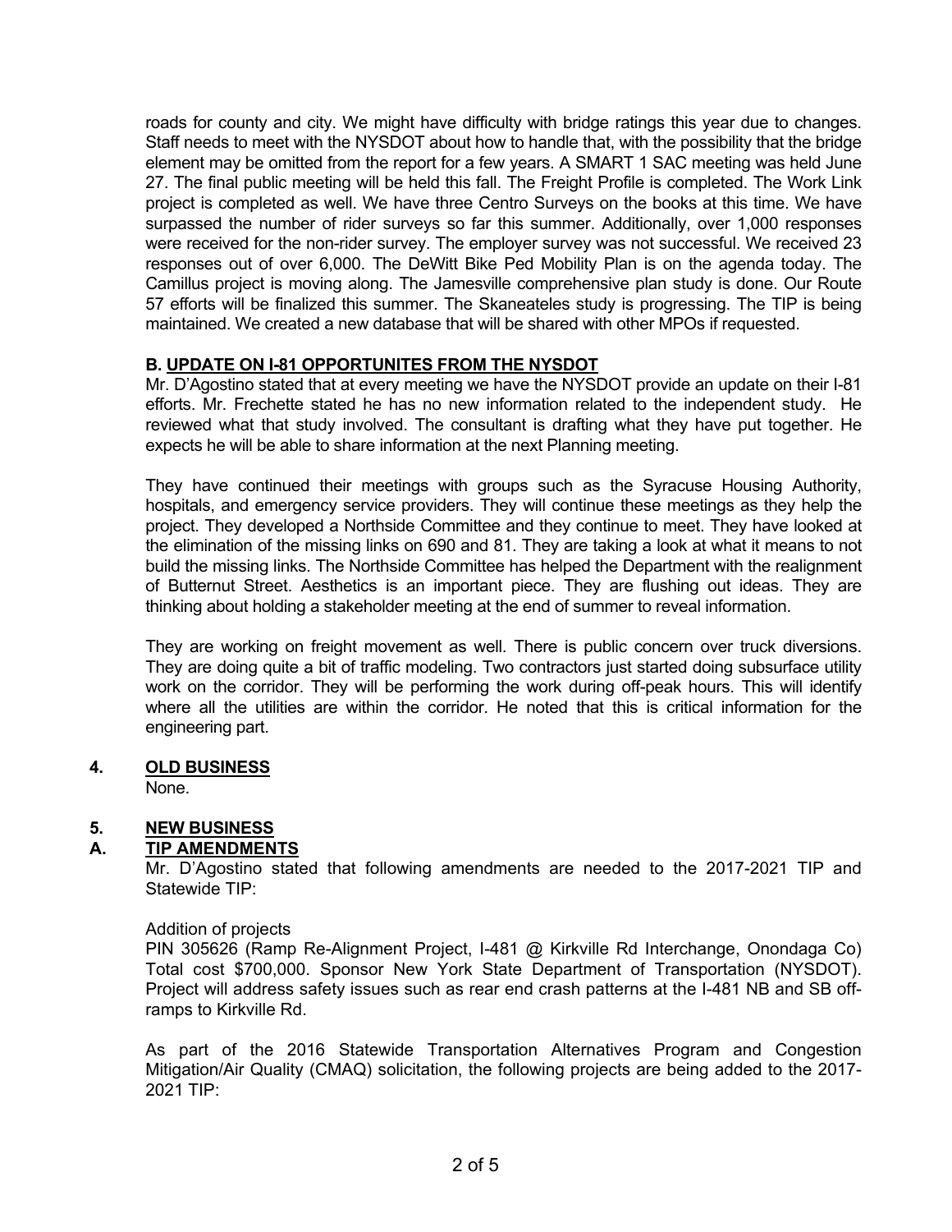roads for county and city. We might have difficulty with bridge ratings this year due to changes. Staff needs to meet with the NYSDOT about how to handle that, with the possibility that the bridge element may be omitted from the report for a few years. A SMART 1 SAC meeting was held June 27. The final public meeting will be held this fall. The Freight Profile is completed. The Work Link project is completed as well. We have three Centro Surveys on the books at this time. We have surpassed the number of rider surveys so far this summer. Additionally, over 1,000 responses were received for the non-rider survey. The employer survey was not successful. We received 23 responses out of over 6,000. The DeWitt Bike Ped Mobility Plan is on the agenda today. The Camillus project is moving along. The Jamesville comprehensive plan study is done. Our Route 57 efforts will be finalized this summer. The Skaneateles study is progressing. The TIP is being maintained. We created a new database that will be shared with other MPOs if requested.

### B. UPDATE ON I-81 OPPORTUNITES FROM THE NYSDOT

Mr. D'Agostino stated that at every meeting we have the NYSDOT provide an update on their I-81 efforts. Mr. Frechette stated he has no new information related to the independent study. He reviewed what that study involved. The consultant is drafting what they have put together. He expects he will be able to share information at the next Planning meeting.

They have continued their meetings with groups such as the Syracuse Housing Authority, hospitals, and emergency service providers. They will continue these meetings as they help the project. They developed a Northside Committee and they continue to meet. They have looked at the elimination of the missing links on 690 and 81. They are taking a look at what it means to not build the missing links. The Northside Committee has helped the Department with the realignment of Butternut Street. Aesthetics is an important piece. They are flushing out ideas. They are thinking about holding a stakeholder meeting at the end of summer to reveal information.

They are working on freight movement as well. There is public concern over truck diversions. They are doing quite a bit of traffic modeling. Two contractors just started doing subsurface utility work on the corridor. They will be performing the work during off-peak hours. This will identify where all the utilities are within the corridor. He noted that this is critical information for the engineering part.

## 4. OLD BUSINESS

None.

## 5. NEW BUSINESS

### A. TIP AMENDMENTS

Mr. D'Agostino stated that following amendments are needed to the 2017-2021 TIP and Statewide TIP:

Addition of projects

PIN 305626 (Ramp Re-Alignment Project, I-481 @ Kirkville Rd Interchange, Onondaga Co) Total cost $700,000. Sponsor New York State Department of Transportation (NYSDOT). Project will address safety issues such as rear end crash patterns at the I-481 NB and SB off-ramps to Kirkville Rd.

As part of the 2016 Statewide Transportation Alternatives Program and Congestion Mitigation/Air Quality (CMAQ) solicitation, the following projects are being added to the 2017-2021 TIP: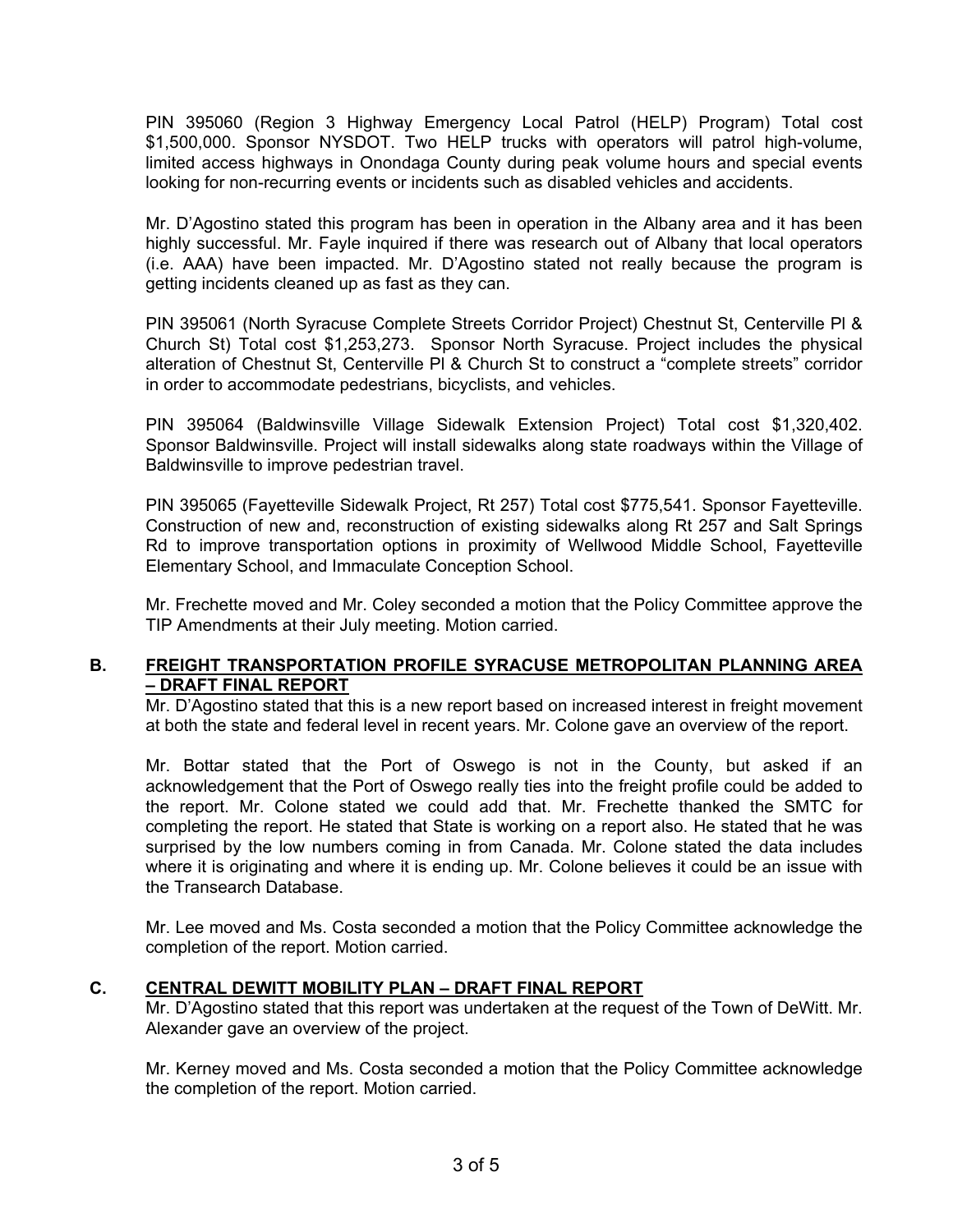PIN 395060 (Region 3 Highway Emergency Local Patrol (HELP) Program) Total cost $1,500,000. Sponsor NYSDOT. Two HELP trucks with operators will patrol high-volume, limited access highways in Onondaga County during peak volume hours and special events looking for non-recurring events or incidents such as disabled vehicles and accidents.

Mr. D'Agostino stated this program has been in operation in the Albany area and it has been highly successful. Mr. Fayle inquired if there was research out of Albany that local operators (i.e. AAA) have been impacted. Mr. D'Agostino stated not really because the program is getting incidents cleaned up as fast as they can.

PIN 395061 (North Syracuse Complete Streets Corridor Project) Chestnut St, Centerville Pl & Church St) Total cost $1,253,273. Sponsor North Syracuse. Project includes the physical alteration of Chestnut St, Centerville Pl & Church St to construct a "complete streets" corridor in order to accommodate pedestrians, bicyclists, and vehicles.

PIN 395064 (Baldwinsville Village Sidewalk Extension Project) Total cost $1,320,402. Sponsor Baldwinsville. Project will install sidewalks along state roadways within the Village of Baldwinsville to improve pedestrian travel.

PIN 395065 (Fayetteville Sidewalk Project, Rt 257) Total cost $775,541. Sponsor Fayetteville. Construction of new and, reconstruction of existing sidewalks along Rt 257 and Salt Springs Rd to improve transportation options in proximity of Wellwood Middle School, Fayetteville Elementary School, and Immaculate Conception School.

Mr. Frechette moved and Mr. Coley seconded a motion that the Policy Committee approve the TIP Amendments at their July meeting. Motion carried.

## B. FREIGHT TRANSPORTATION PROFILE SYRACUSE METROPOLITAN PLANNING AREA – DRAFT FINAL REPORT

Mr. D'Agostino stated that this is a new report based on increased interest in freight movement at both the state and federal level in recent years. Mr. Colone gave an overview of the report.

Mr. Bottar stated that the Port of Oswego is not in the County, but asked if an acknowledgement that the Port of Oswego really ties into the freight profile could be added to the report. Mr. Colone stated we could add that. Mr. Frechette thanked the SMTC for completing the report. He stated that State is working on a report also. He stated that he was surprised by the low numbers coming in from Canada. Mr. Colone stated the data includes where it is originating and where it is ending up. Mr. Colone believes it could be an issue with the Transearch Database.

Mr. Lee moved and Ms. Costa seconded a motion that the Policy Committee acknowledge the completion of the report. Motion carried.

## C. CENTRAL DEWITT MOBILITY PLAN – DRAFT FINAL REPORT

Mr. D'Agostino stated that this report was undertaken at the request of the Town of DeWitt. Mr. Alexander gave an overview of the project.

Mr. Kerney moved and Ms. Costa seconded a motion that the Policy Committee acknowledge the completion of the report. Motion carried.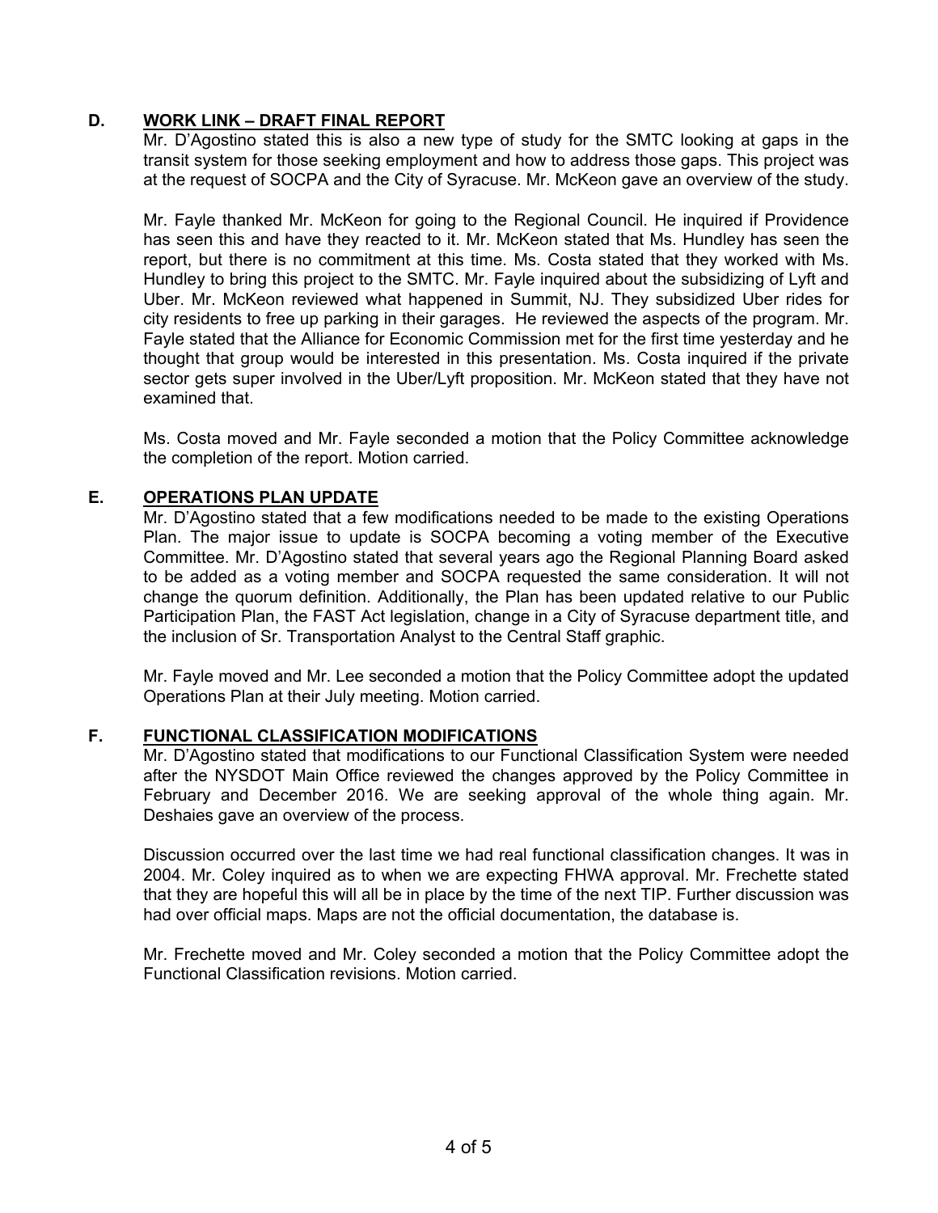## D. WORK LINK – DRAFT FINAL REPORT

Mr. D'Agostino stated this is also a new type of study for the SMTC looking at gaps in the transit system for those seeking employment and how to address those gaps. This project was at the request of SOCPA and the City of Syracuse. Mr. McKeon gave an overview of the study.

Mr. Fayle thanked Mr. McKeon for going to the Regional Council. He inquired if Providence has seen this and have they reacted to it. Mr. McKeon stated that Ms. Hundley has seen the report, but there is no commitment at this time. Ms. Costa stated that they worked with Ms. Hundley to bring this project to the SMTC. Mr. Fayle inquired about the subsidizing of Lyft and Uber. Mr. McKeon reviewed what happened in Summit, NJ. They subsidized Uber rides for city residents to free up parking in their garages. He reviewed the aspects of the program. Mr. Fayle stated that the Alliance for Economic Commission met for the first time yesterday and he thought that group would be interested in this presentation. Ms. Costa inquired if the private sector gets super involved in the Uber/Lyft proposition. Mr. McKeon stated that they have not examined that.

Ms. Costa moved and Mr. Fayle seconded a motion that the Policy Committee acknowledge the completion of the report. Motion carried.

## E. OPERATIONS PLAN UPDATE

Mr. D'Agostino stated that a few modifications needed to be made to the existing Operations Plan. The major issue to update is SOCPA becoming a voting member of the Executive Committee. Mr. D'Agostino stated that several years ago the Regional Planning Board asked to be added as a voting member and SOCPA requested the same consideration. It will not change the quorum definition. Additionally, the Plan has been updated relative to our Public Participation Plan, the FAST Act legislation, change in a City of Syracuse department title, and the inclusion of Sr. Transportation Analyst to the Central Staff graphic.

Mr. Fayle moved and Mr. Lee seconded a motion that the Policy Committee adopt the updated Operations Plan at their July meeting. Motion carried.

## F. FUNCTIONAL CLASSIFICATION MODIFICATIONS

Mr. D'Agostino stated that modifications to our Functional Classification System were needed after the NYSDOT Main Office reviewed the changes approved by the Policy Committee in February and December 2016. We are seeking approval of the whole thing again. Mr. Deshaies gave an overview of the process.

Discussion occurred over the last time we had real functional classification changes. It was in 2004. Mr. Coley inquired as to when we are expecting FHWA approval. Mr. Frechette stated that they are hopeful this will all be in place by the time of the next TIP. Further discussion was had over official maps. Maps are not the official documentation, the database is.

Mr. Frechette moved and Mr. Coley seconded a motion that the Policy Committee adopt the Functional Classification revisions. Motion carried.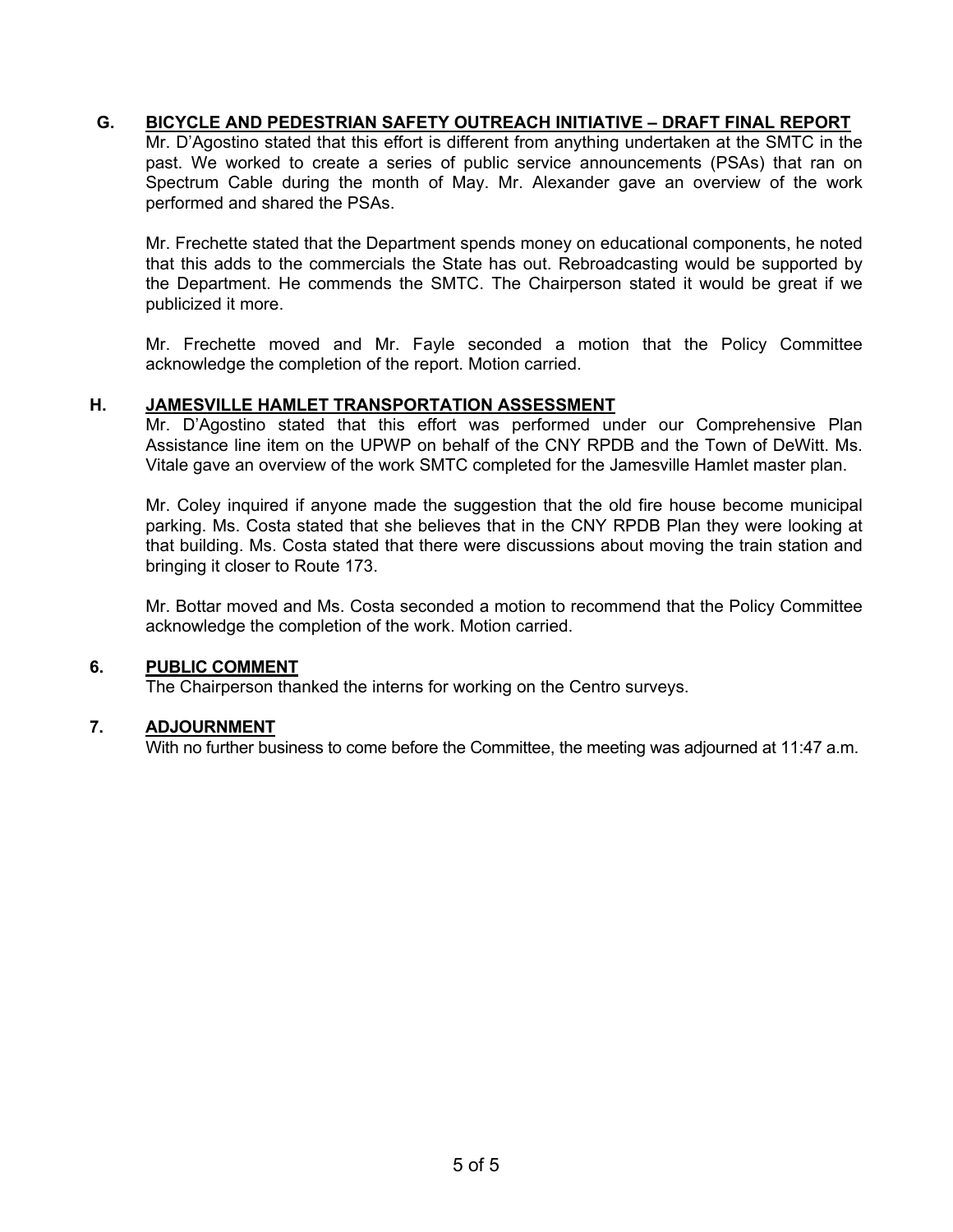**G. BICYCLE AND PEDESTRIAN SAFETY OUTREACH INITIATIVE – DRAFT FINAL REPORT**

Mr. D'Agostino stated that this effort is different from anything undertaken at the SMTC in the past. We worked to create a series of public service announcements (PSAs) that ran on Spectrum Cable during the month of May. Mr. Alexander gave an overview of the work performed and shared the PSAs.

Mr. Frechette stated that the Department spends money on educational components, he noted that this adds to the commercials the State has out. Rebroadcasting would be supported by the Department. He commends the SMTC. The Chairperson stated it would be great if we publicized it more.

Mr. Frechette moved and Mr. Fayle seconded a motion that the Policy Committee acknowledge the completion of the report. Motion carried.

**H. JAMESVILLE HAMLET TRANSPORTATION ASSESSMENT**

Mr. D'Agostino stated that this effort was performed under our Comprehensive Plan Assistance line item on the UPWP on behalf of the CNY RPDB and the Town of DeWitt. Ms. Vitale gave an overview of the work SMTC completed for the Jamesville Hamlet master plan.

Mr. Coley inquired if anyone made the suggestion that the old fire house become municipal parking. Ms. Costa stated that she believes that in the CNY RPDB Plan they were looking at that building. Ms. Costa stated that there were discussions about moving the train station and bringing it closer to Route 173.

Mr. Bottar moved and Ms. Costa seconded a motion to recommend that the Policy Committee acknowledge the completion of the work. Motion carried.

**6. PUBLIC COMMENT**

The Chairperson thanked the interns for working on the Centro surveys.

**7. ADJOURNMENT**

With no further business to come before the Committee, the meeting was adjourned at 11:47 a.m.